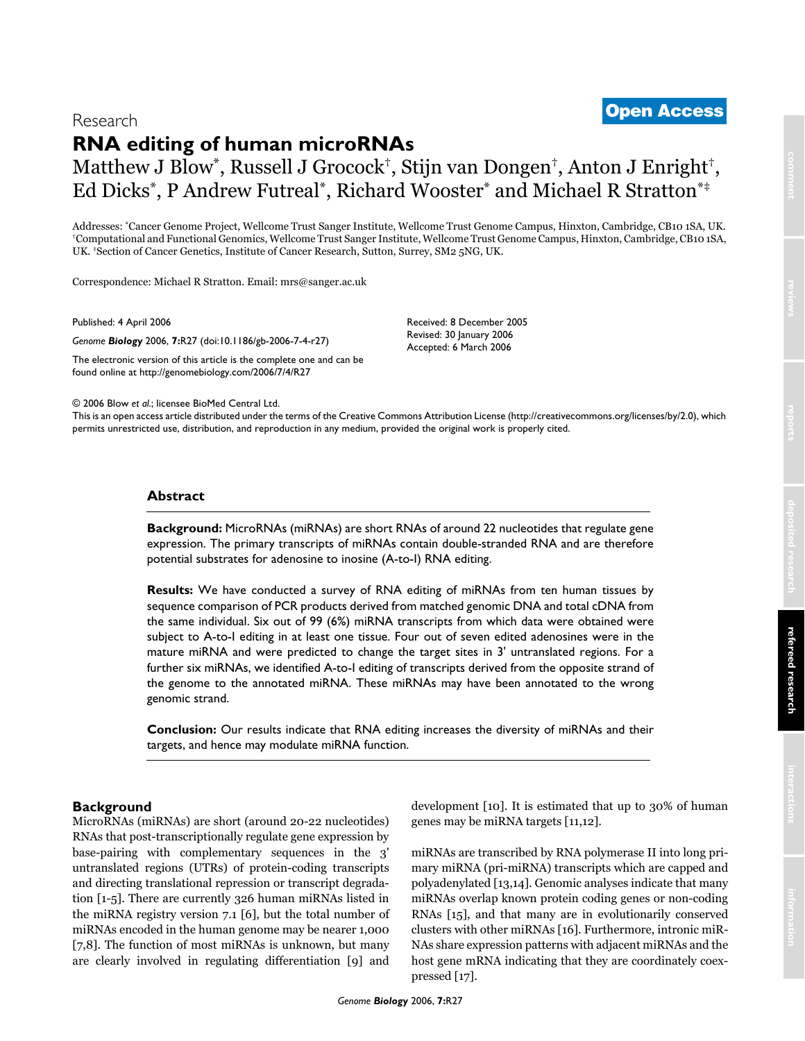Research

**Open Access**

# RNA editing of human microRNAs

Matthew J Blow[*], Russell J Grocock[†], Stijn van Dongen[†], Anton J Enright[†], Ed Dicks[*], P Andrew Futreal[*], Richard Wooster[*] and Michael R Stratton[*‡]

Addresses: [*]Cancer Genome Project, Wellcome Trust Sanger Institute, Wellcome Trust Genome Campus, Hinxton, Cambridge, CB10 1SA, UK. [†]Computational and Functional Genomics, Wellcome Trust Sanger Institute, Wellcome Trust Genome Campus, Hinxton, Cambridge, CB10 1SA, UK. [‡]Section of Cancer Genetics, Institute of Cancer Research, Sutton, Surrey, SM2 5NG, UK.

Correspondence: Michael R Stratton. Email: mrs@sanger.ac.uk

Published: 4 April 2006

*Genome **Biology*** 2006, **7:**R27 (doi:10.1186/gb-2006-7-4-r27)

The electronic version of this article is the complete one and can be found online at http://genomebiology.com/2006/7/4/R27

Received: 8 December 2005
Revised: 30 January 2006
Accepted: 6 March 2006

© 2006 Blow *et al.*; licensee BioMed Central Ltd.
This is an open access article distributed under the terms of the Creative Commons Attribution License (http://creativecommons.org/licenses/by/2.0), which permits unrestricted use, distribution, and reproduction in any medium, provided the original work is properly cited.

## Abstract

**Background:** MicroRNAs (miRNAs) are short RNAs of around 22 nucleotides that regulate gene expression. The primary transcripts of miRNAs contain double-stranded RNA and are therefore potential substrates for adenosine to inosine (A-to-I) RNA editing.

**Results:** We have conducted a survey of RNA editing of miRNAs from ten human tissues by sequence comparison of PCR products derived from matched genomic DNA and total cDNA from the same individual. Six out of 99 (6%) miRNA transcripts from which data were obtained were subject to A-to-I editing in at least one tissue. Four out of seven edited adenosines were in the mature miRNA and were predicted to change the target sites in 3' untranslated regions. For a further six miRNAs, we identified A-to-I editing of transcripts derived from the opposite strand of the genome to the annotated miRNA. These miRNAs may have been annotated to the wrong genomic strand.

**Conclusion:** Our results indicate that RNA editing increases the diversity of miRNAs and their targets, and hence may modulate miRNA function.

## Background

MicroRNAs (miRNAs) are short (around 20-22 nucleotides) RNAs that post-transcriptionally regulate gene expression by base-pairing with complementary sequences in the 3' untranslated regions (UTRs) of protein-coding transcripts and directing translational repression or transcript degradation [1-5]. There are currently 326 human miRNAs listed in the miRNA registry version 7.1 [6], but the total number of miRNAs encoded in the human genome may be nearer 1,000 [7,8]. The function of most miRNAs is unknown, but many are clearly involved in regulating differentiation [9] and development [10]. It is estimated that up to 30% of human genes may be miRNA targets [11,12].

miRNAs are transcribed by RNA polymerase II into long primary miRNA (pri-miRNA) transcripts which are capped and polyadenylated [13,14]. Genomic analyses indicate that many miRNAs overlap known protein coding genes or non-coding RNAs [15], and that many are in evolutionarily conserved clusters with other miRNAs [16]. Furthermore, intronic miRNAs share expression patterns with adjacent miRNAs and the host gene mRNA indicating that they are coordinately coexpressed [17].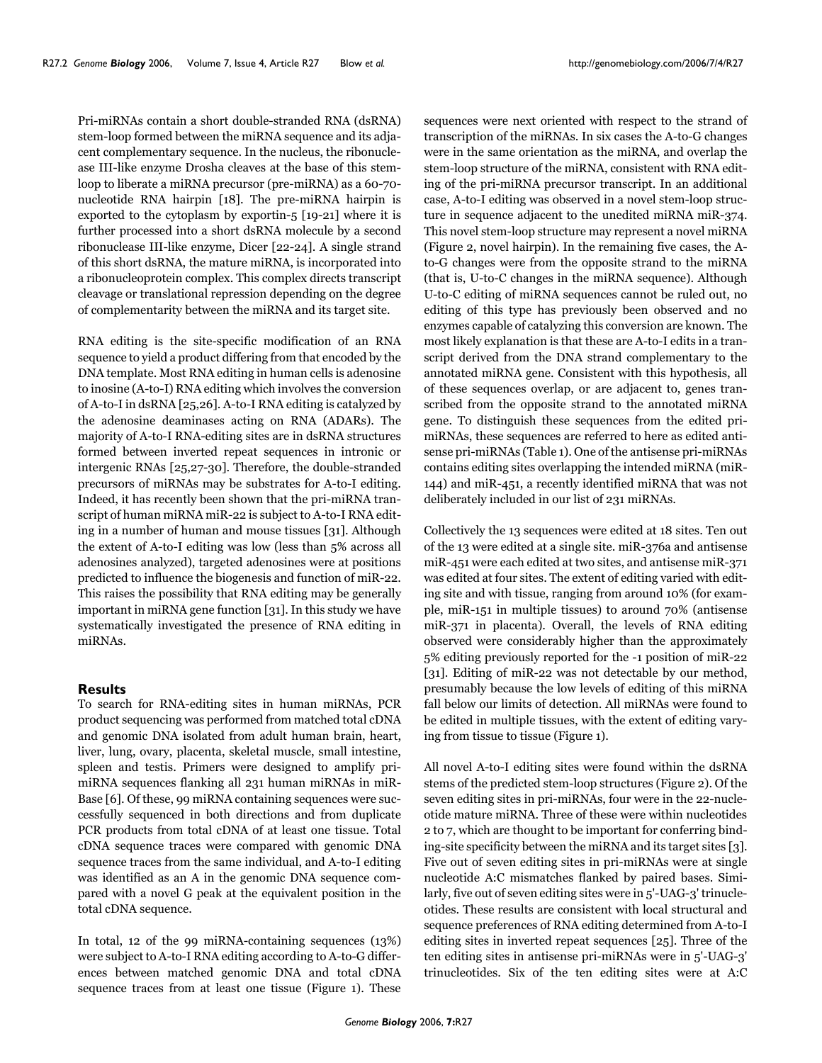Pri-miRNAs contain a short double-stranded RNA (dsRNA) stem-loop formed between the miRNA sequence and its adjacent complementary sequence. In the nucleus, the ribonuclease III-like enzyme Drosha cleaves at the base of this stem-loop to liberate a miRNA precursor (pre-miRNA) as a 60-70-nucleotide RNA hairpin [18]. The pre-miRNA hairpin is exported to the cytoplasm by exportin-5 [19-21] where it is further processed into a short dsRNA molecule by a second ribonuclease III-like enzyme, Dicer [22-24]. A single strand of this short dsRNA, the mature miRNA, is incorporated into a ribonucleoprotein complex. This complex directs transcript cleavage or translational repression depending on the degree of complementarity between the miRNA and its target site.

RNA editing is the site-specific modification of an RNA sequence to yield a product differing from that encoded by the DNA template. Most RNA editing in human cells is adenosine to inosine (A-to-I) RNA editing which involves the conversion of A-to-I in dsRNA [25,26]. A-to-I RNA editing is catalyzed by the adenosine deaminases acting on RNA (ADARs). The majority of A-to-I RNA-editing sites are in dsRNA structures formed between inverted repeat sequences in intronic or intergenic RNAs [25,27-30]. Therefore, the double-stranded precursors of miRNAs may be substrates for A-to-I editing. Indeed, it has recently been shown that the pri-miRNA transcript of human miRNA miR-22 is subject to A-to-I RNA editing in a number of human and mouse tissues [31]. Although the extent of A-to-I editing was low (less than 5% across all adenosines analyzed), targeted adenosines were at positions predicted to influence the biogenesis and function of miR-22. This raises the possibility that RNA editing may be generally important in miRNA gene function [31]. In this study we have systematically investigated the presence of RNA editing in miRNAs.

## Results

To search for RNA-editing sites in human miRNAs, PCR product sequencing was performed from matched total cDNA and genomic DNA isolated from adult human brain, heart, liver, lung, ovary, placenta, skeletal muscle, small intestine, spleen and testis. Primers were designed to amplify pri-miRNA sequences flanking all 231 human miRNAs in miR-Base [6]. Of these, 99 miRNA containing sequences were successfully sequenced in both directions and from duplicate PCR products from total cDNA of at least one tissue. Total cDNA sequence traces were compared with genomic DNA sequence traces from the same individual, and A-to-I editing was identified as an A in the genomic DNA sequence compared with a novel G peak at the equivalent position in the total cDNA sequence.

In total, 12 of the 99 miRNA-containing sequences (13%) were subject to A-to-I RNA editing according to A-to-G differences between matched genomic DNA and total cDNA sequence traces from at least one tissue (Figure 1). These sequences were next oriented with respect to the strand of transcription of the miRNAs. In six cases the A-to-G changes were in the same orientation as the miRNA, and overlap the stem-loop structure of the miRNA, consistent with RNA editing of the pri-miRNA precursor transcript. In an additional case, A-to-I editing was observed in a novel stem-loop structure in sequence adjacent to the unedited miRNA miR-374. This novel stem-loop structure may represent a novel miRNA (Figure 2, novel hairpin). In the remaining five cases, the A-to-G changes were from the opposite strand to the miRNA (that is, U-to-C changes in the miRNA sequence). Although U-to-C editing of miRNA sequences cannot be ruled out, no editing of this type has previously been observed and no enzymes capable of catalyzing this conversion are known. The most likely explanation is that these are A-to-I edits in a transcript derived from the DNA strand complementary to the annotated miRNA gene. Consistent with this hypothesis, all of these sequences overlap, or are adjacent to, genes transcribed from the opposite strand to the annotated miRNA gene. To distinguish these sequences from the edited pri-miRNAs, these sequences are referred to here as edited antisense pri-miRNAs (Table 1). One of the antisense pri-miRNAs contains editing sites overlapping the intended miRNA (miR-144) and miR-451, a recently identified miRNA that was not deliberately included in our list of 231 miRNAs.

Collectively the 13 sequences were edited at 18 sites. Ten out of the 13 were edited at a single site. miR-376a and antisense miR-451 were each edited at two sites, and antisense miR-371 was edited at four sites. The extent of editing varied with editing site and with tissue, ranging from around 10% (for example, miR-151 in multiple tissues) to around 70% (antisense miR-371 in placenta). Overall, the levels of RNA editing observed were considerably higher than the approximately 5% editing previously reported for the -1 position of miR-22 [31]. Editing of miR-22 was not detectable by our method, presumably because the low levels of editing of this miRNA fall below our limits of detection. All miRNAs were found to be edited in multiple tissues, with the extent of editing varying from tissue to tissue (Figure 1).

All novel A-to-I editing sites were found within the dsRNA stems of the predicted stem-loop structures (Figure 2). Of the seven editing sites in pri-miRNAs, four were in the 22-nucleotide mature miRNA. Three of these were within nucleotides 2 to 7, which are thought to be important for conferring binding-site specificity between the miRNA and its target sites [3]. Five out of seven editing sites in pri-miRNAs were at single nucleotide A:C mismatches flanked by paired bases. Similarly, five out of seven editing sites were in 5'-UAG-3' trinucleotides. These results are consistent with local structural and sequence preferences of RNA editing determined from A-to-I editing sites in inverted repeat sequences [25]. Three of the ten editing sites in antisense pri-miRNAs were in 5'-UAG-3' trinucleotides. Six of the ten editing sites were at A:C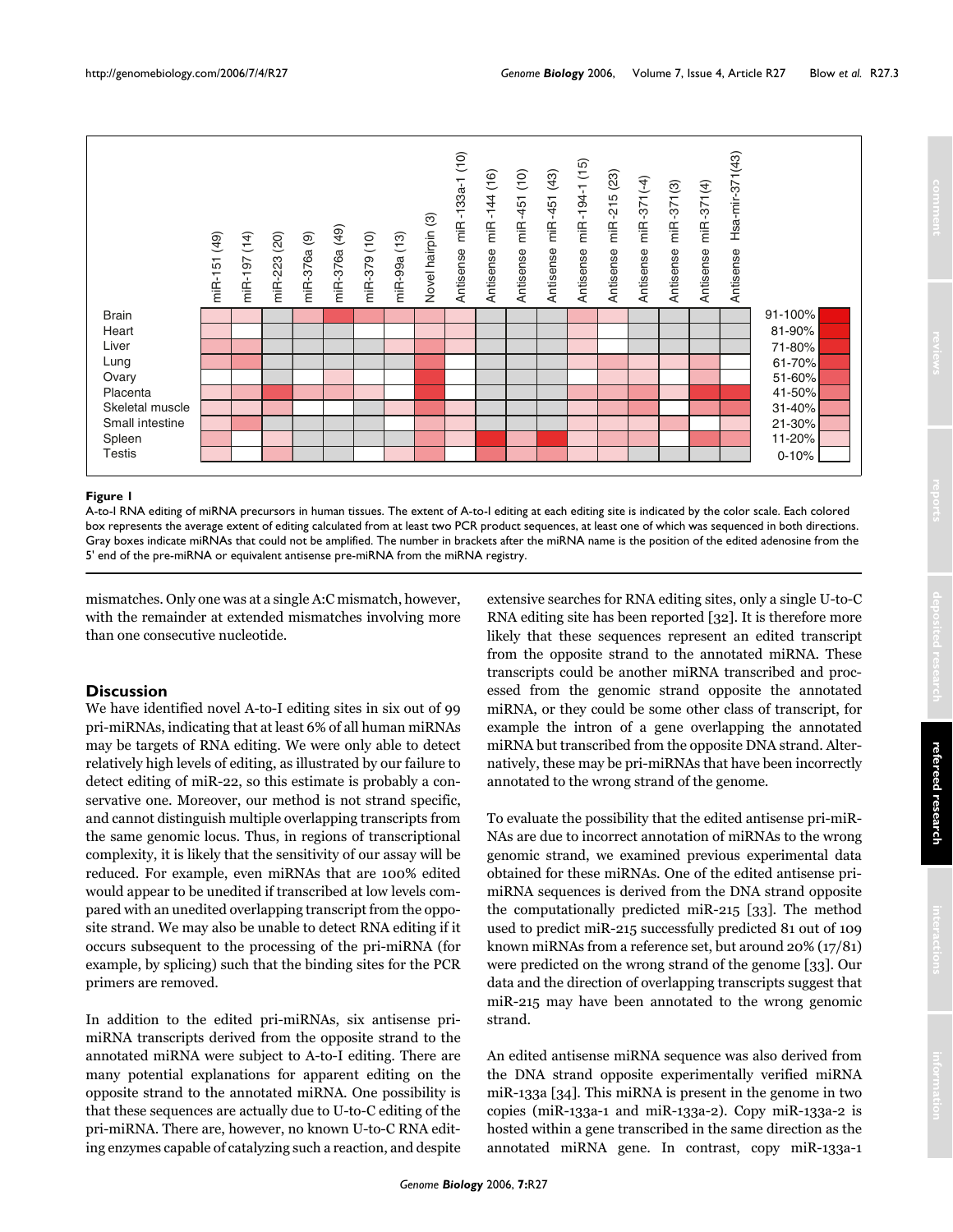**Figure 1**

A-to-I RNA editing of miRNA precursors in human tissues. The extent of A-to-I editing at each editing site is indicated by the color scale. Each colored box represents the average extent of editing calculated from at least two PCR product sequences, at least one of which was sequenced in both directions. Gray boxes indicate miRNAs that could not be amplified. The number in brackets after the miRNA name is the position of the edited adenosine from the 5' end of the pre-miRNA or equivalent antisense pre-miRNA from the miRNA registry.

mismatches. Only one was at a single A:C mismatch, however, with the remainder at extended mismatches involving more than one consecutive nucleotide.

## Discussion

We have identified novel A-to-I editing sites in six out of 99 pri-miRNAs, indicating that at least 6% of all human miRNAs may be targets of RNA editing. We were only able to detect relatively high levels of editing, as illustrated by our failure to detect editing of miR-22, so this estimate is probably a conservative one. Moreover, our method is not strand specific, and cannot distinguish multiple overlapping transcripts from the same genomic locus. Thus, in regions of transcriptional complexity, it is likely that the sensitivity of our assay will be reduced. For example, even miRNAs that are 100% edited would appear to be unedited if transcribed at low levels compared with an unedited overlapping transcript from the opposite strand. We may also be unable to detect RNA editing if it occurs subsequent to the processing of the pri-miRNA (for example, by splicing) such that the binding sites for the PCR primers are removed.

In addition to the edited pri-miRNAs, six antisense pri-miRNA transcripts derived from the opposite strand to the annotated miRNA were subject to A-to-I editing. There are many potential explanations for apparent editing on the opposite strand to the annotated miRNA. One possibility is that these sequences are actually due to U-to-C editing of the pri-miRNA. There are, however, no known U-to-C RNA editing enzymes capable of catalyzing such a reaction, and despite extensive searches for RNA editing sites, only a single U-to-C RNA editing site has been reported [32]. It is therefore more likely that these sequences represent an edited transcript from the opposite strand to the annotated miRNA. These transcripts could be another miRNA transcribed and processed from the genomic strand opposite the annotated miRNA, or they could be some other class of transcript, for example the intron of a gene overlapping the annotated miRNA but transcribed from the opposite DNA strand. Alternatively, these may be pri-miRNAs that have been incorrectly annotated to the wrong strand of the genome.

To evaluate the possibility that the edited antisense pri-miRNAs are due to incorrect annotation of miRNAs to the wrong genomic strand, we examined previous experimental data obtained for these miRNAs. One of the edited antisense pri-miRNA sequences is derived from the DNA strand opposite the computationally predicted miR-215 [33]. The method used to predict miR-215 successfully predicted 81 out of 109 known miRNAs from a reference set, but around 20% (17/81) were predicted on the wrong strand of the genome [33]. Our data and the direction of overlapping transcripts suggest that miR-215 may have been annotated to the wrong genomic strand.

An edited antisense miRNA sequence was also derived from the DNA strand opposite experimentally verified miRNA miR-133a [34]. This miRNA is present in the genome in two copies (miR-133a-1 and miR-133a-2). Copy miR-133a-2 is hosted within a gene transcribed in the same direction as the annotated miRNA gene. In contrast, copy miR-133a-1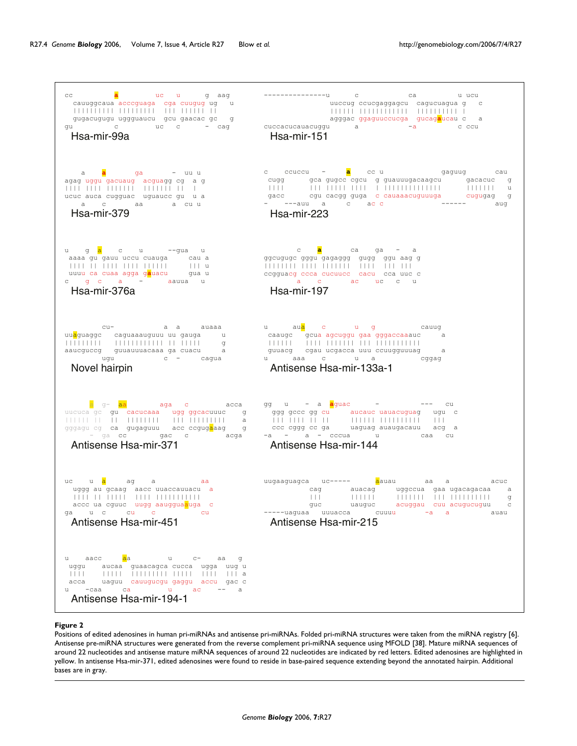```
cc          a          uc   u      g  aag
  cauuggcaua acccguaga  cga cuugug ug   u
  |||||||||| |||||||||  ||| |||||| ||
  gugacugugu uggguaucu  gcu gaacac gc   g
gu          c          uc   c      -  cag
```
Hsa-mir-99a

```
---------------u      c           ca          u ucu
                uuccug ccucgaggagcu  cagucuagua g   c
                |||||| ||||||||||||  |||||||||| |
                agggac ggaguuccucga  gucagaucau c   a
cuccacucauacuggu      a           -a          c ccu
```
Hsa-mir-151

```
    a    a       ga        -  uu u
agag uggu gacuaug  acguagg cg  a g
|||| |||| |||||||  ||||||| ||  |
ucuc auca cugguac  uguaucc gu  u a
    a    c       aa        a  cu u
```
Hsa-mir-379

```
c    ccuccu    -      a    cc u              gaguug       cau
 cugg      gca gugcc cgcu  g guauuugacaagcu      gacacuc   g
 ||||      ||| ||||| ||||  | ||||||||||||||      |||||||   u
 gacc      cgu cacgg guga  c cauaaacuguuuga      cugugag   g
-    ---auu    a     c    ac c               ------       aug
```
Hsa-mir-223

```
u    g  a    c    u      --gua   u
 aaaa gu gauu uccu cuauga      cau a
 |||| || |||| |||| ||||||      ||| u
 uuuu ca cuaa agga gauacu      gua u
c    g  c    a    -      aauua   u
```
Hsa-mir-376a

```
        c    a       ca    ga   -   a
ggcugugc gggu gagaggg  gugg  ggu aag g
|||||||| |||| |||||||  ||||  ||| |||
ccgguacg ccca cucuucc  cacu  cca uuc c
        a    c       ac    uc   c   u
```
Hsa-mir-197

```
         cu-          a  a     auaaa
uuaguaggc   caguaaauguuu uu gauga     u
|||||||||   |||||||||||| || |||||     g
aaucguccg   guuauuuacaaa ga cuacu     a
         ugu          c  -     cagua
```
Novel hairpin

```
u      aua    c      u   g          cauug
 caaugc   gcua agcuggu gaa gggaccaaauc     a
 ||||||   |||| ||||||| ||| |||||||||||
 guuacg   cgau ucgacca uuu ccugguuuuag     a
u      aaa    c      u   a          cggag
```
Antisense Hsa-mir-133a-1

```
      a  g-   aa        aga   c          acca
uucuca gc  gu  cacucaaa   ugg ggcacuuuc    g
|||||| ||  ||  ||||||||   ||| |||||||||    a
gggagu cg  ca  gugaguuu   acc ccgugaaag    g
      -  ga  cc        gac   c          acga
```
Antisense Hsa-mir-371

```
gg   u    -  a  aguac      -          ---   cu
  ggg gccc gg cu     aucauc uauacuguag   ugu  c
  ||| |||| || ||     |||||| ||||||||||   |||
  ccc cggg cc ga     uaguag auaugacauu   acg  a
-a   -    a  -  cccua      u          caa   cu
```
Antisense Hsa-mir-144

```
uc    u  a     ag    a            aa
  uggg au gcaag  aacc uuaccauuacu  a
  |||| || |||||  |||| |||||||||||
  accc ua cguuc  uugg aaugguaauga  c
ga    u  c     cu    c            cu
```
Antisense Hsa-mir-451

```
uugaaguagca   uc-----       aauau       aa   a          acuc
           cag       auacag      uggccua  gaa ugacagacaa    a
           |||       ||||||      |||||||  ||| ||||||||||    g
           guc       uauguc      acuggau  cuu acugucuguu    c
-----uaguaa   uuuacca       cuuuu       -a   a          auau
```
Antisense Hsa-mir-215

```
u    aacc     aa         u     c-    aa   g
 uggu    aucaa  guaacagca cucca  ugga  uug u
 ||||    |||||  ||||||||| |||||  ||||  ||| a
 acca    uaguu  cauugucgu gaggu  accu  gac c
u    -caa     ca         u     ac    --   a
```
Antisense Hsa-mir-194-1

**Figure 2**

Positions of edited adenosines in human pri-miRNAs and antisense pri-miRNAs. Folded pri-miRNA structures were taken from the miRNA registry [6]. Antisense pre-miRNA structures were generated from the reverse complement pri-miRNA sequence using MFOLD [38]. Mature miRNA sequences of around 22 nucleotides and antisense mature miRNA sequences of around 22 nucleotides are indicated by red letters. Edited adenosines are highlighted in yellow. In antisense Hsa-mir-371, edited adenosines were found to reside in base-paired sequence extending beyond the annotated hairpin. Additional bases are in gray.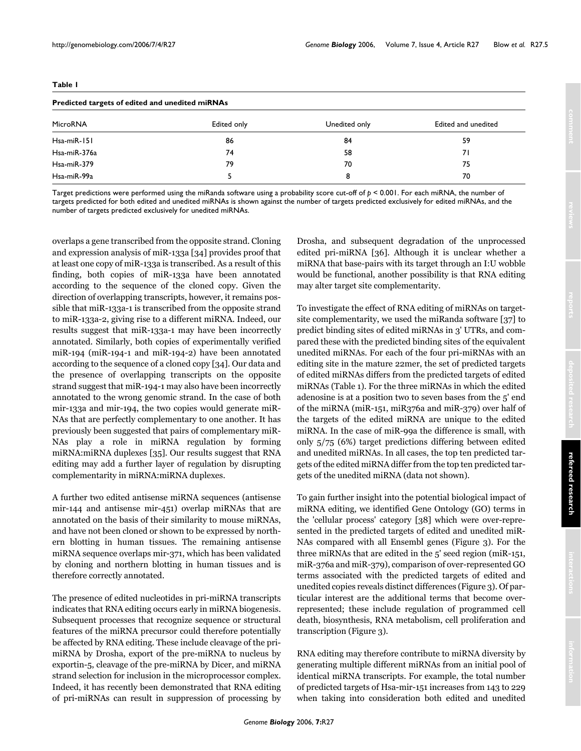**Table 1**

**Predicted targets of edited and unedited miRNAs**

| MicroRNA | Edited only | Unedited only | Edited and unedited |
|---|---|---|---|
| Hsa-miR-151 | 86 | 84 | 59 |
| Hsa-miR-376a | 74 | 58 | 71 |
| Hsa-miR-379 | 79 | 70 | 75 |
| Hsa-miR-99a | 5 | 8 | 70 |

Target predictions were performed using the miRanda software using a probability score cut-off of $p < 0.001$. For each miRNA, the number of targets predicted for both edited and unedited miRNAs is shown against the number of targets predicted exclusively for edited miRNAs, and the number of targets predicted exclusively for unedited miRNAs.

overlaps a gene transcribed from the opposite strand. Cloning and expression analysis of miR-133a [34] provides proof that at least one copy of miR-133a is transcribed. As a result of this finding, both copies of miR-133a have been annotated according to the sequence of the cloned copy. Given the direction of overlapping transcripts, however, it remains possible that miR-133a-1 is transcribed from the opposite strand to miR-133a-2, giving rise to a different miRNA. Indeed, our results suggest that miR-133a-1 may have been incorrectly annotated. Similarly, both copies of experimentally verified miR-194 (miR-194-1 and miR-194-2) have been annotated according to the sequence of a cloned copy [34]. Our data and the presence of overlapping transcripts on the opposite strand suggest that miR-194-1 may also have been incorrectly annotated to the wrong genomic strand. In the case of both mir-133a and mir-194, the two copies would generate miRNAs that are perfectly complementary to one another. It has previously been suggested that pairs of complementary miRNAs play a role in miRNA regulation by forming miRNA:miRNA duplexes [35]. Our results suggest that RNA editing may add a further layer of regulation by disrupting complementarity in miRNA:miRNA duplexes.

A further two edited antisense miRNA sequences (antisense mir-144 and antisense mir-451) overlap miRNAs that are annotated on the basis of their similarity to mouse miRNAs, and have not been cloned or shown to be expressed by northern blotting in human tissues. The remaining antisense miRNA sequence overlaps mir-371, which has been validated by cloning and northern blotting in human tissues and is therefore correctly annotated.

The presence of edited nucleotides in pri-miRNA transcripts indicates that RNA editing occurs early in miRNA biogenesis. Subsequent processes that recognize sequence or structural features of the miRNA precursor could therefore potentially be affected by RNA editing. These include cleavage of the pri-miRNA by Drosha, export of the pre-miRNA to nucleus by exportin-5, cleavage of the pre-miRNA by Dicer, and miRNA strand selection for inclusion in the microprocessor complex. Indeed, it has recently been demonstrated that RNA editing of pri-miRNAs can result in suppression of processing by Drosha, and subsequent degradation of the unprocessed edited pri-miRNA [36]. Although it is unclear whether a miRNA that base-pairs with its target through an I:U wobble would be functional, another possibility is that RNA editing may alter target site complementarity.

To investigate the effect of RNA editing of miRNAs on target-site complementarity, we used the miRanda software [37] to predict binding sites of edited miRNAs in 3' UTRs, and compared these with the predicted binding sites of the equivalent unedited miRNAs. For each of the four pri-miRNAs with an editing site in the mature 22mer, the set of predicted targets of edited miRNAs differs from the predicted targets of edited miRNAs (Table 1). For the three miRNAs in which the edited adenosine is at a position two to seven bases from the 5' end of the miRNA (miR-151, miR376a and miR-379) over half of the targets of the edited miRNA are unique to the edited miRNA. In the case of miR-99a the difference is small, with only 5/75 (6%) target predictions differing between edited and unedited miRNAs. In all cases, the top ten predicted targets of the edited miRNA differ from the top ten predicted targets of the unedited miRNA (data not shown).

To gain further insight into the potential biological impact of miRNA editing, we identified Gene Ontology (GO) terms in the 'cellular process' category [38] which were over-represented in the predicted targets of edited and unedited miRNAs compared with all Ensembl genes (Figure 3). For the three miRNAs that are edited in the 5' seed region (miR-151, miR-376a and miR-379), comparison of over-represented GO terms associated with the predicted targets of edited and unedited copies reveals distinct differences (Figure 3). Of particular interest are the additional terms that become over-represented; these include regulation of programmed cell death, biosynthesis, RNA metabolism, cell proliferation and transcription (Figure 3).

RNA editing may therefore contribute to miRNA diversity by generating multiple different miRNAs from an initial pool of identical miRNA transcripts. For example, the total number of predicted targets of Hsa-mir-151 increases from 143 to 229 when taking into consideration both edited and unedited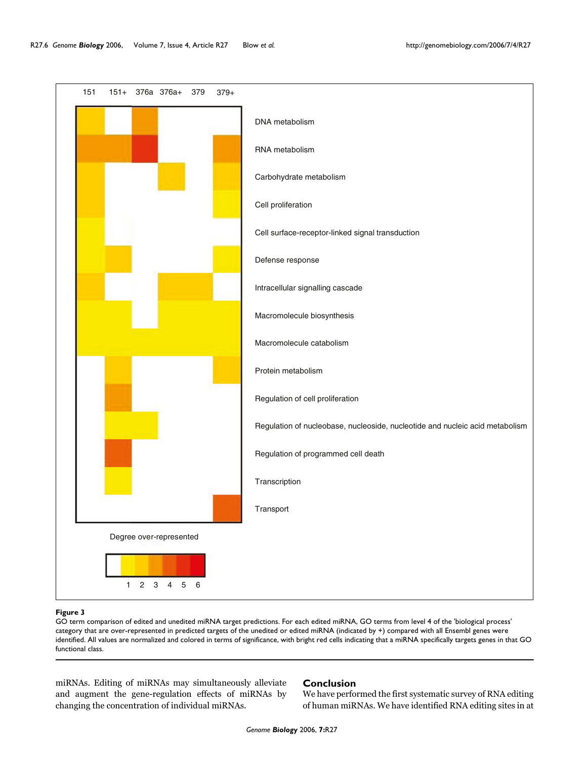**Figure 3**

GO term comparison of edited and unedited miRNA target predictions. For each edited miRNA, GO terms from level 4 of the 'biological process' category that are over-represented in predicted targets of the unedited or edited miRNA (indicated by +) compared with all Ensembl genes were identified. All values are normalized and colored in terms of significance, with bright red cells indicating that a miRNA specifically targets genes in that GO functional class.

miRNAs. Editing of miRNAs may simultaneously alleviate and augment the gene-regulation effects of miRNAs by changing the concentration of individual miRNAs.

## Conclusion

We have performed the first systematic survey of RNA editing of human miRNAs. We have identified RNA editing sites in at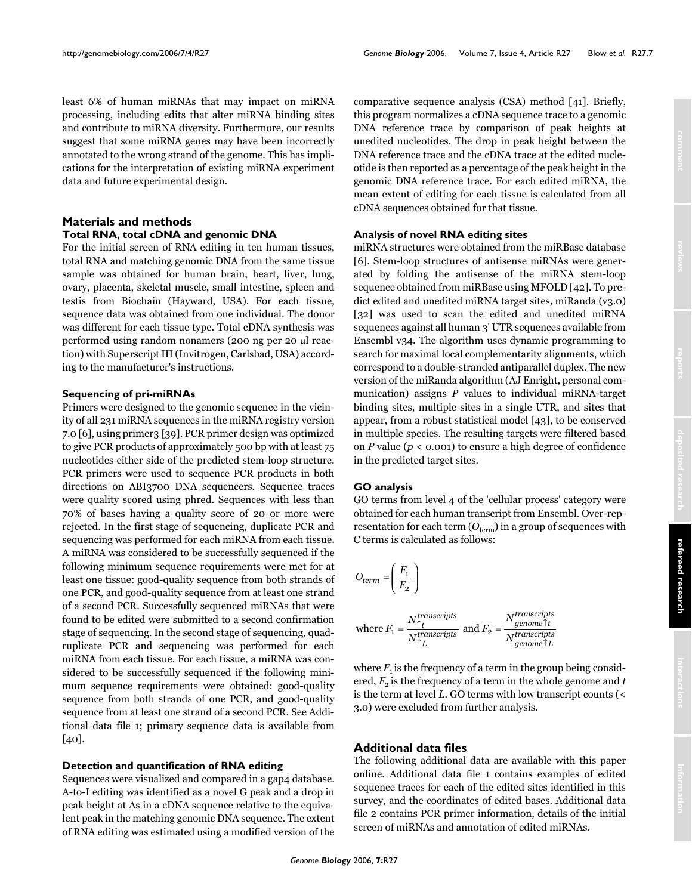least 6% of human miRNAs that may impact on miRNA processing, including edits that alter miRNA binding sites and contribute to miRNA diversity. Furthermore, our results suggest that some miRNA genes may have been incorrectly annotated to the wrong strand of the genome. This has implications for the interpretation of existing miRNA experiment data and future experimental design.

## Materials and methods

### Total RNA, total cDNA and genomic DNA

For the initial screen of RNA editing in ten human tissues, total RNA and matching genomic DNA from the same tissue sample was obtained for human brain, heart, liver, lung, ovary, placenta, skeletal muscle, small intestine, spleen and testis from Biochain (Hayward, USA). For each tissue, sequence data was obtained from one individual. The donor was different for each tissue type. Total cDNA synthesis was performed using random nonamers (200 ng per 20 μl reaction) with Superscript III (Invitrogen, Carlsbad, USA) according to the manufacturer's instructions.

### Sequencing of pri-miRNAs

Primers were designed to the genomic sequence in the vicinity of all 231 miRNA sequences in the miRNA registry version 7.0 [6], using primer3 [39]. PCR primer design was optimized to give PCR products of approximately 500 bp with at least 75 nucleotides either side of the predicted stem-loop structure. PCR primers were used to sequence PCR products in both directions on ABI3700 DNA sequencers. Sequence traces were quality scored using phred. Sequences with less than 70% of bases having a quality score of 20 or more were rejected. In the first stage of sequencing, duplicate PCR and sequencing was performed for each miRNA from each tissue. A miRNA was considered to be successfully sequenced if the following minimum sequence requirements were met for at least one tissue: good-quality sequence from both strands of one PCR, and good-quality sequence from at least one strand of a second PCR. Successfully sequenced miRNAs that were found to be edited were submitted to a second confirmation stage of sequencing. In the second stage of sequencing, quadruplicate PCR and sequencing was performed for each miRNA from each tissue. For each tissue, a miRNA was considered to be successfully sequenced if the following minimum sequence requirements were obtained: good-quality sequence from both strands of one PCR, and good-quality sequence from at least one strand of a second PCR. See Additional data file 1; primary sequence data is available from [40].

### Detection and quantification of RNA editing

Sequences were visualized and compared in a gap4 database. A-to-I editing was identified as a novel G peak and a drop in peak height at As in a cDNA sequence relative to the equivalent peak in the matching genomic DNA sequence. The extent of RNA editing was estimated using a modified version of the comparative sequence analysis (CSA) method [41]. Briefly, this program normalizes a cDNA sequence trace to a genomic DNA reference trace by comparison of peak heights at unedited nucleotides. The drop in peak height between the DNA reference trace and the cDNA trace at the edited nucleotide is then reported as a percentage of the peak height in the genomic DNA reference trace. For each edited miRNA, the mean extent of editing for each tissue is calculated from all cDNA sequences obtained for that tissue.

### Analysis of novel RNA editing sites

miRNA structures were obtained from the miRBase database [6]. Stem-loop structures of antisense miRNAs were generated by folding the antisense of the miRNA stem-loop sequence obtained from miRBase using MFOLD [42]. To predict edited and unedited miRNA target sites, miRanda (v3.0) [32] was used to scan the edited and unedited miRNA sequences against all human 3' UTR sequences available from Ensembl v34. The algorithm uses dynamic programming to search for maximal local complementarity alignments, which correspond to a double-stranded antiparallel duplex. The new version of the miRanda algorithm (AJ Enright, personal communication) assigns *P* values to individual miRNA-target binding sites, multiple sites in a single UTR, and sites that appear, from a robust statistical model [43], to be conserved in multiple species. The resulting targets were filtered based on *P* value ($p < 0.001$) to ensure a high degree of confidence in the predicted target sites.

### GO analysis

GO terms from level 4 of the 'cellular process' category were obtained for each human transcript from Ensembl. Over-representation for each term ($O_{term}$) in a group of sequences with C terms is calculated as follows:

$$O_{term} = \left(\frac{F_1}{F_2}\right)$$

$$\text{where } F_1 = \frac{N^{transcripts}_{\uparrow t}}{N^{transcripts}_{\uparrow L}} \text{ and } F_2 = \frac{N^{transcripts}_{genome \uparrow t}}{N^{transcripts}_{genome \uparrow L}}$$

where $F_1$ is the frequency of a term in the group being considered, $F_2$ is the frequency of a term in the whole genome and $t$ is the term at level $L$. GO terms with low transcript counts (< 3.0) were excluded from further analysis.

## Additional data files

The following additional data are available with this paper online. Additional data file 1 contains examples of edited sequence traces for each of the edited sites identified in this survey, and the coordinates of edited bases. Additional data file 2 contains PCR primer information, details of the initial screen of miRNAs and annotation of edited miRNAs.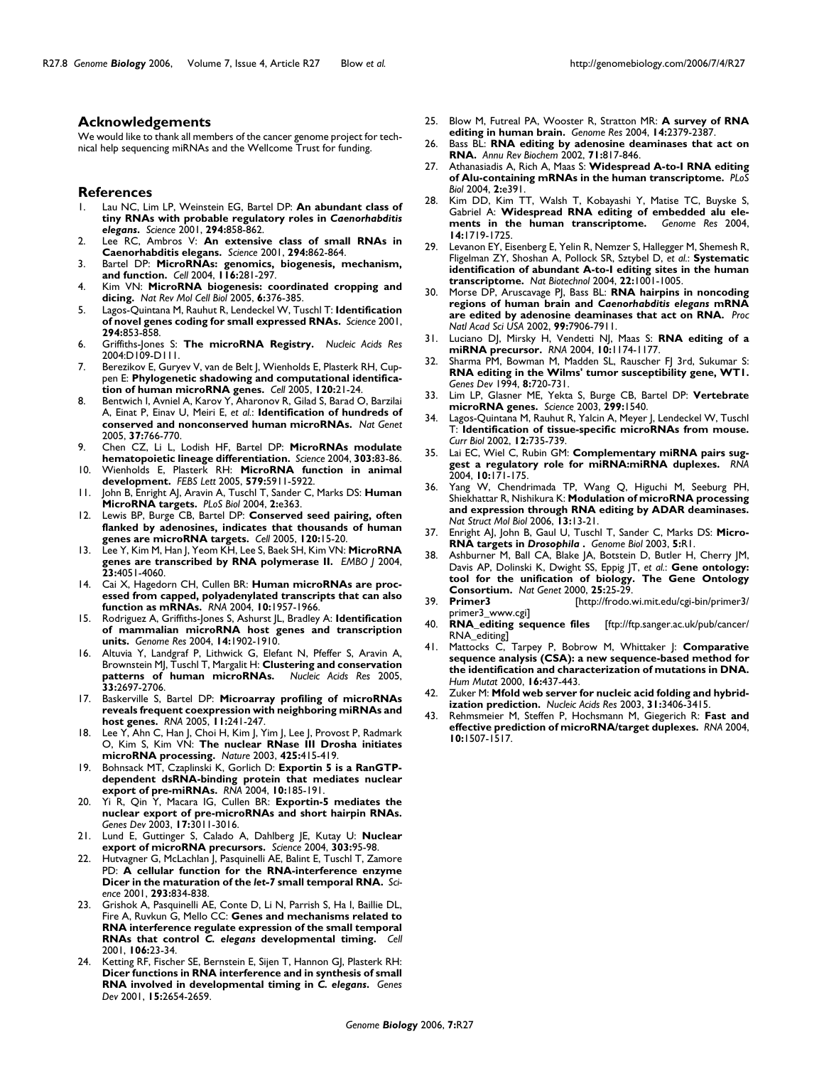## Acknowledgements

We would like to thank all members of the cancer genome project for technical help sequencing miRNAs and the Wellcome Trust for funding.

## References

1. Lau NC, Lim LP, Weinstein EG, Bartel DP: **An abundant class of tiny RNAs with probable regulatory roles in *Caenorhabditis elegans*.** *Science* 2001, **294:**858-862.
2. Lee RC, Ambros V: **An extensive class of small RNAs in Caenorhabditis elegans.** *Science* 2001, **294:**862-864.
3. Bartel DP: **MicroRNAs: genomics, biogenesis, mechanism, and function.** *Cell* 2004, **116:**281-297.
4. Kim VN: **MicroRNA biogenesis: coordinated cropping and dicing.** *Nat Rev Mol Cell Biol* 2005, **6:**376-385.
5. Lagos-Quintana M, Rauhut R, Lendeckel W, Tuschl T: **Identification of novel genes coding for small expressed RNAs.** *Science* 2001, **294:**853-858.
6. Griffiths-Jones S: **The microRNA Registry.** *Nucleic Acids Res* 2004:D109-D111.
7. Berezikov E, Guryev V, van de Belt J, Wienholds E, Plasterk RH, Cuppen E: **Phylogenetic shadowing and computational identification of human microRNA genes.** *Cell* 2005, **120:**21-24.
8. Bentwich I, Avniel A, Karov Y, Aharonov R, Gilad S, Barad O, Barzilai A, Einat P, Einav U, Meiri E, *et al.*: **Identification of hundreds of conserved and nonconserved human microRNAs.** *Nat Genet* 2005, **37:**766-770.
9. Chen CZ, Li L, Lodish HF, Bartel DP: **MicroRNAs modulate hematopoietic lineage differentiation.** *Science* 2004, **303:**83-86.
10. Wienholds E, Plasterk RH: **MicroRNA function in animal development.** *FEBS Lett* 2005, **579:**5911-5922.
11. John B, Enright AJ, Aravin A, Tuschl T, Sander C, Marks DS: **Human MicroRNA targets.** *PLoS Biol* 2004, **2:**e363.
12. Lewis BP, Burge CB, Bartel DP: **Conserved seed pairing, often flanked by adenosines, indicates that thousands of human genes are microRNA targets.** *Cell* 2005, **120:**15-20.
13. Lee Y, Kim M, Han J, Yeom KH, Lee S, Baek SH, Kim VN: **MicroRNA genes are transcribed by RNA polymerase II.** *EMBO J* 2004, **23:**4051-4060.
14. Cai X, Hagedorn CH, Cullen BR: **Human microRNAs are processed from capped, polyadenylated transcripts that can also function as mRNAs.** *RNA* 2004, **10:**1957-1966.
15. Rodriguez A, Griffiths-Jones S, Ashurst JL, Bradley A: **Identification of mammalian microRNA host genes and transcription units.** *Genome Res* 2004, **14:**1902-1910.
16. Altuvia Y, Landgraf P, Lithwick G, Elefant N, Pfeffer S, Aravin A, Brownstein MJ, Tuschl T, Margalit H: **Clustering and conservation patterns of human microRNAs.** *Nucleic Acids Res* 2005, **33:**2697-2706.
17. Baskerville S, Bartel DP: **Microarray profiling of microRNAs reveals frequent coexpression with neighboring miRNAs and host genes.** *RNA* 2005, **11:**241-247.
18. Lee Y, Ahn C, Han J, Choi H, Kim J, Yim J, Lee J, Provost P, Radmark O, Kim S, Kim VN: **The nuclear RNase III Drosha initiates microRNA processing.** *Nature* 2003, **425:**415-419.
19. Bohnsack MT, Czaplinski K, Gorlich D: **Exportin 5 is a RanGTP-dependent dsRNA-binding protein that mediates nuclear export of pre-miRNAs.** *RNA* 2004, **10:**185-191.
20. Yi R, Qin Y, Macara IG, Cullen BR: **Exportin-5 mediates the nuclear export of pre-microRNAs and short hairpin RNAs.** *Genes Dev* 2003, **17:**3011-3016.
21. Lund E, Guttinger S, Calado A, Dahlberg JE, Kutay U: **Nuclear export of microRNA precursors.** *Science* 2004, **303:**95-98.
22. Hutvagner G, McLachlan J, Pasquinelli AE, Balint E, Tuschl T, Zamore PD: **A cellular function for the RNA-interference enzyme Dicer in the maturation of the *let-7* small temporal RNA.** *Science* 2001, **293:**834-838.
23. Grishok A, Pasquinelli AE, Conte D, Li N, Parrish S, Ha I, Baillie DL, Fire A, Ruvkun G, Mello CC: **Genes and mechanisms related to RNA interference regulate expression of the small temporal RNAs that control *C. elegans* developmental timing.** *Cell* 2001, **106:**23-34.
24. Ketting RF, Fischer SE, Bernstein E, Sijen T, Hannon GJ, Plasterk RH: **Dicer functions in RNA interference and in synthesis of small RNA involved in developmental timing in *C. elegans*.** *Genes Dev* 2001, **15:**2654-2659.
25. Blow M, Futreal PA, Wooster R, Stratton MR: **A survey of RNA editing in human brain.** *Genome Res* 2004, **14:**2379-2387.
26. Bass BL: **RNA editing by adenosine deaminases that act on RNA.** *Annu Rev Biochem* 2002, **71:**817-846.
27. Athanasiadis A, Rich A, Maas S: **Widespread A-to-I RNA editing of Alu-containing mRNAs in the human transcriptome.** *PLoS Biol* 2004, **2:**e391.
28. Kim DD, Kim TT, Walsh T, Kobayashi Y, Matise TC, Buyske S, Gabriel A: **Widespread RNA editing of embedded alu elements in the human transcriptome.** *Genome Res* 2004, **14:**1719-1725.
29. Levanon EY, Eisenberg E, Yelin R, Nemzer S, Hallegger M, Shemesh R, Fligelman ZY, Shoshan A, Pollock SR, Sztybel D, *et al.*: **Systematic identification of abundant A-to-I editing sites in the human transcriptome.** *Nat Biotechnol* 2004, **22:**1001-1005.
30. Morse DP, Aruscavage PJ, Bass BL: **RNA hairpins in noncoding regions of human brain and *Caenorhabditis elegans* mRNA are edited by adenosine deaminases that act on RNA.** *Proc Natl Acad Sci USA* 2002, **99:**7906-7911.
31. Luciano DJ, Mirsky H, Vendetti NJ, Maas S: **RNA editing of a miRNA precursor.** *RNA* 2004, **10:**1174-1177.
32. Sharma PM, Bowman M, Madden SL, Rauscher FJ 3rd, Sukumar S: **RNA editing in the Wilms' tumor susceptibility gene, WT1.** *Genes Dev* 1994, **8:**720-731.
33. Lim LP, Glasner ME, Yekta S, Burge CB, Bartel DP: **Vertebrate microRNA genes.** *Science* 2003, **299:**1540.
34. Lagos-Quintana M, Rauhut R, Yalcin A, Meyer J, Lendeckel W, Tuschl T: **Identification of tissue-specific microRNAs from mouse.** *Curr Biol* 2002, **12:**735-739.
35. Lai EC, Wiel C, Rubin GM: **Complementary miRNA pairs suggest a regulatory role for miRNA:miRNA duplexes.** *RNA* 2004, **10:**171-175.
36. Yang W, Chendrimada TP, Wang Q, Higuchi M, Seeburg PH, Shiekhattar R, Nishikura K: **Modulation of microRNA processing and expression through RNA editing by ADAR deaminases.** *Nat Struct Mol Biol* 2006, **13:**13-21.
37. Enright AJ, John B, Gaul U, Tuschl T, Sander C, Marks DS: **MicroRNA targets in *Drosophila*.** *Genome Biol* 2003, **5:**R1.
38. Ashburner M, Ball CA, Blake JA, Botstein D, Butler H, Cherry JM, Davis AP, Dolinski K, Dwight SS, Eppig JT, *et al.*: **Gene ontology: tool for the unification of biology. The Gene Ontology Consortium.** *Nat Genet* 2000, **25:**25-29.
39. **Primer3** [http://frodo.wi.mit.edu/cgi-bin/primer3/primer3_www.cgi]
40. **RNA_editing sequence files** [ftp://ftp.sanger.ac.uk/pub/cancer/RNA_editing]
41. Mattocks C, Tarpey P, Bobrow M, Whittaker J: **Comparative sequence analysis (CSA): a new sequence-based method for the identification and characterization of mutations in DNA.** *Hum Mutat* 2000, **16:**437-443.
42. Zuker M: **Mfold web server for nucleic acid folding and hybridization prediction.** *Nucleic Acids Res* 2003, **31:**3406-3415.
43. Rehmsmeier M, Steffen P, Hochsmann M, Giegerich R: **Fast and effective prediction of microRNA/target duplexes.** *RNA* 2004, **10:**1507-1517.